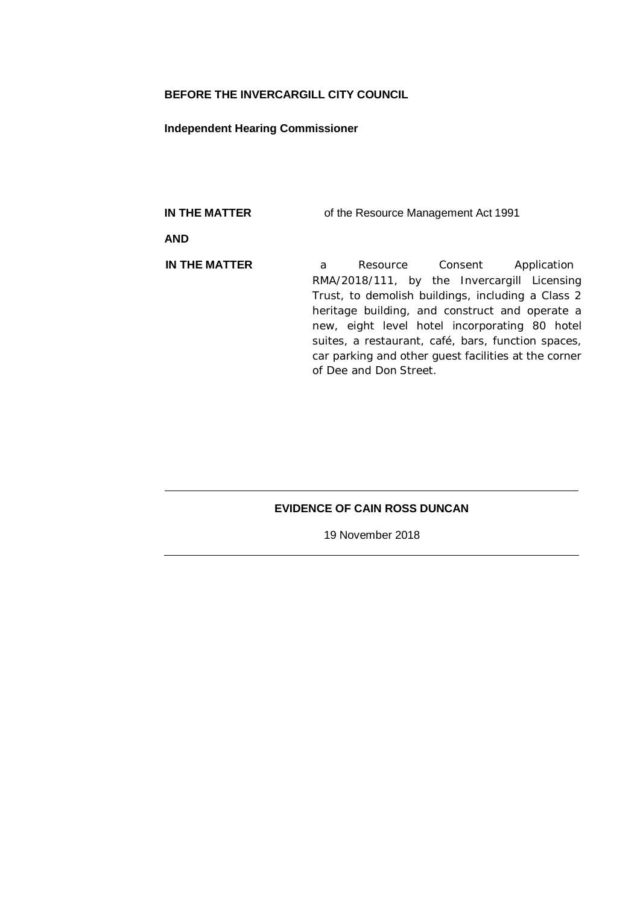**BEFORE THE INVERCARGILL CITY COUNCIL**

**Independent Hearing Commissioner**

| | |
|---|---|
| **IN THE MATTER** | of the Resource Management Act 1991 |
| **AND** | |
| **IN THE MATTER** | a Resource Consent Application RMA/2018/111, by the Invercargill Licensing Trust, to demolish buildings, including a Class 2 heritage building, and construct and operate a new, eight level hotel incorporating 80 hotel suites, a restaurant, café, bars, function spaces, car parking and other guest facilities at the corner of Dee and Don Street. |

---

**EVIDENCE OF CAIN ROSS DUNCAN**

19 November 2018

---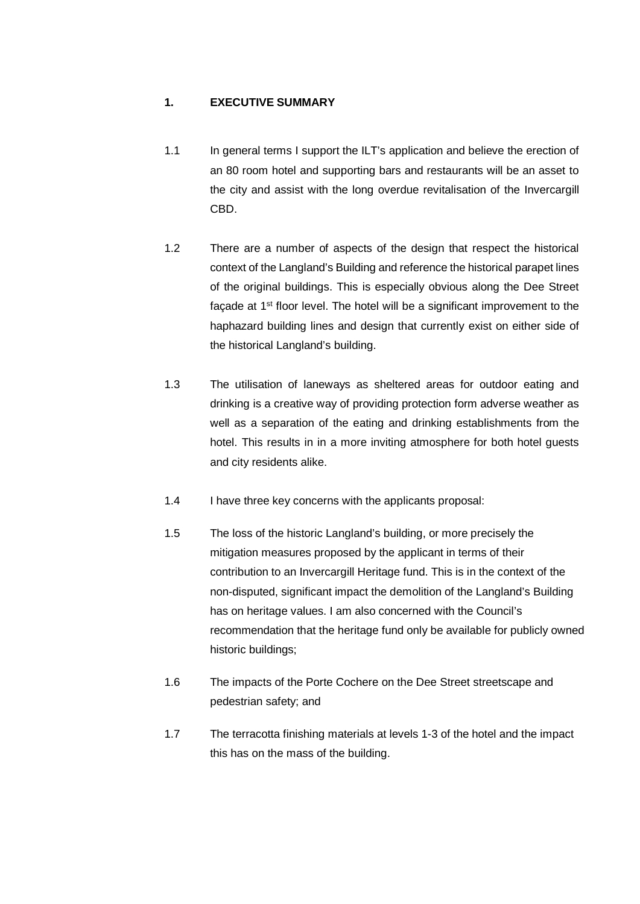## 1. EXECUTIVE SUMMARY

1.1 In general terms I support the ILT's application and believe the erection of an 80 room hotel and supporting bars and restaurants will be an asset to the city and assist with the long overdue revitalisation of the Invercargill CBD.

1.2 There are a number of aspects of the design that respect the historical context of the Langland's Building and reference the historical parapet lines of the original buildings. This is especially obvious along the Dee Street façade at 1st floor level. The hotel will be a significant improvement to the haphazard building lines and design that currently exist on either side of the historical Langland's building.

1.3 The utilisation of laneways as sheltered areas for outdoor eating and drinking is a creative way of providing protection form adverse weather as well as a separation of the eating and drinking establishments from the hotel. This results in in a more inviting atmosphere for both hotel guests and city residents alike.

1.4 I have three key concerns with the applicants proposal:

1.5 The loss of the historic Langland's building, or more precisely the mitigation measures proposed by the applicant in terms of their contribution to an Invercargill Heritage fund. This is in the context of the non-disputed, significant impact the demolition of the Langland's Building has on heritage values. I am also concerned with the Council's recommendation that the heritage fund only be available for publicly owned historic buildings;

1.6 The impacts of the Porte Cochere on the Dee Street streetscape and pedestrian safety; and

1.7 The terracotta finishing materials at levels 1-3 of the hotel and the impact this has on the mass of the building.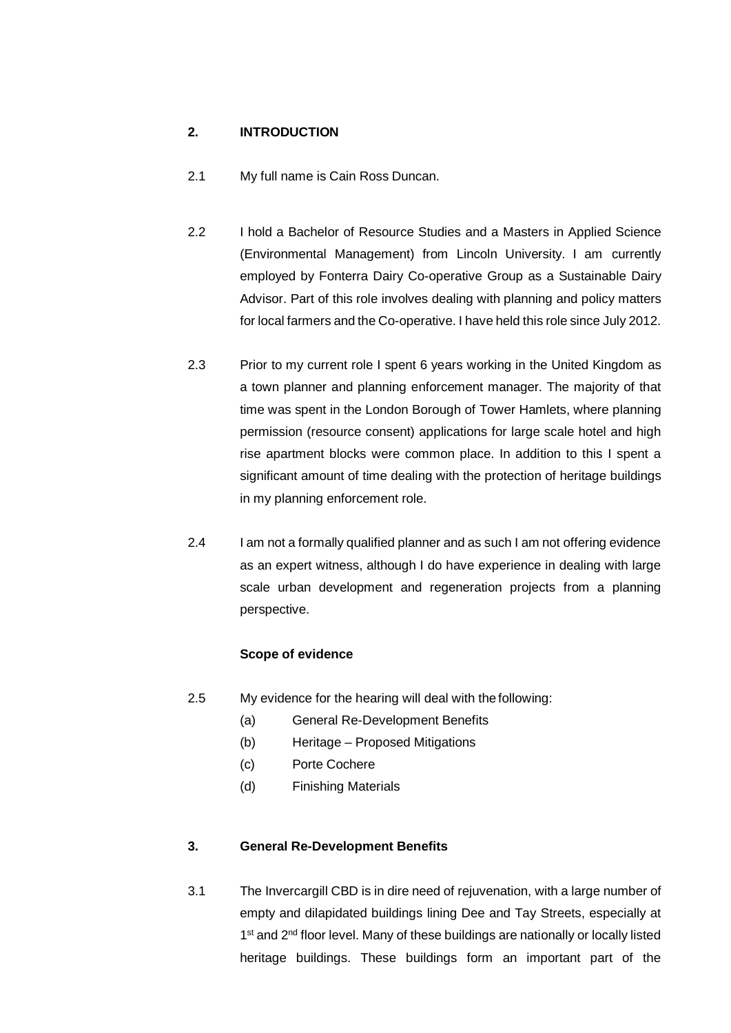## 2. INTRODUCTION

2.1 My full name is Cain Ross Duncan.

2.2 I hold a Bachelor of Resource Studies and a Masters in Applied Science (Environmental Management) from Lincoln University. I am currently employed by Fonterra Dairy Co-operative Group as a Sustainable Dairy Advisor. Part of this role involves dealing with planning and policy matters for local farmers and the Co-operative. I have held this role since July 2012.

2.3 Prior to my current role I spent 6 years working in the United Kingdom as a town planner and planning enforcement manager. The majority of that time was spent in the London Borough of Tower Hamlets, where planning permission (resource consent) applications for large scale hotel and high rise apartment blocks were common place. In addition to this I spent a significant amount of time dealing with the protection of heritage buildings in my planning enforcement role.

2.4 I am not a formally qualified planner and as such I am not offering evidence as an expert witness, although I do have experience in dealing with large scale urban development and regeneration projects from a planning perspective.

### Scope of evidence

2.5 My evidence for the hearing will deal with the following:

(a) General Re-Development Benefits

(b) Heritage – Proposed Mitigations

(c) Porte Cochere

(d) Finishing Materials

## 3. General Re-Development Benefits

3.1 The Invercargill CBD is in dire need of rejuvenation, with a large number of empty and dilapidated buildings lining Dee and Tay Streets, especially at 1st and 2nd floor level. Many of these buildings are nationally or locally listed heritage buildings. These buildings form an important part of the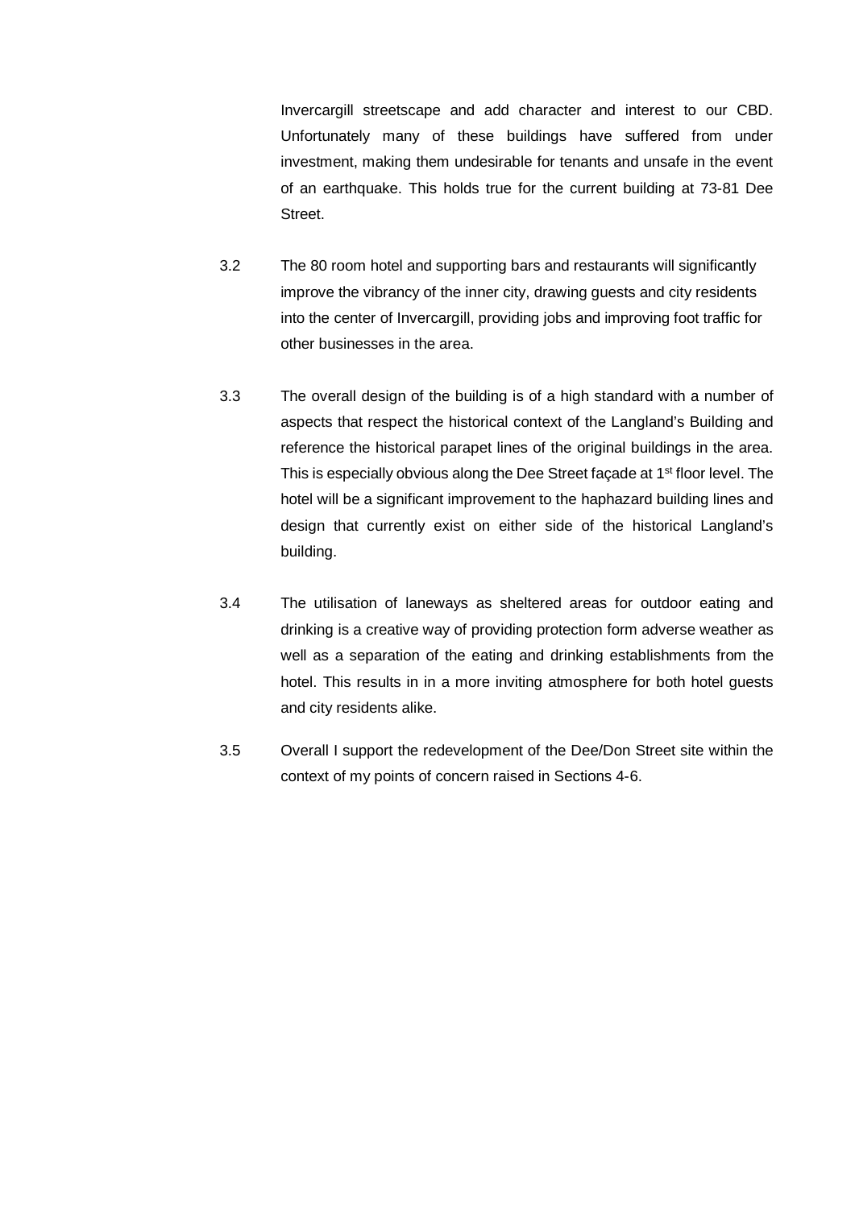Invercargill streetscape and add character and interest to our CBD. Unfortunately many of these buildings have suffered from under investment, making them undesirable for tenants and unsafe in the event of an earthquake. This holds true for the current building at 73-81 Dee Street.

3.2 The 80 room hotel and supporting bars and restaurants will significantly improve the vibrancy of the inner city, drawing guests and city residents into the center of Invercargill, providing jobs and improving foot traffic for other businesses in the area.

3.3 The overall design of the building is of a high standard with a number of aspects that respect the historical context of the Langland's Building and reference the historical parapet lines of the original buildings in the area. This is especially obvious along the Dee Street façade at 1st floor level. The hotel will be a significant improvement to the haphazard building lines and design that currently exist on either side of the historical Langland's building.

3.4 The utilisation of laneways as sheltered areas for outdoor eating and drinking is a creative way of providing protection form adverse weather as well as a separation of the eating and drinking establishments from the hotel. This results in in a more inviting atmosphere for both hotel guests and city residents alike.

3.5 Overall I support the redevelopment of the Dee/Don Street site within the context of my points of concern raised in Sections 4-6.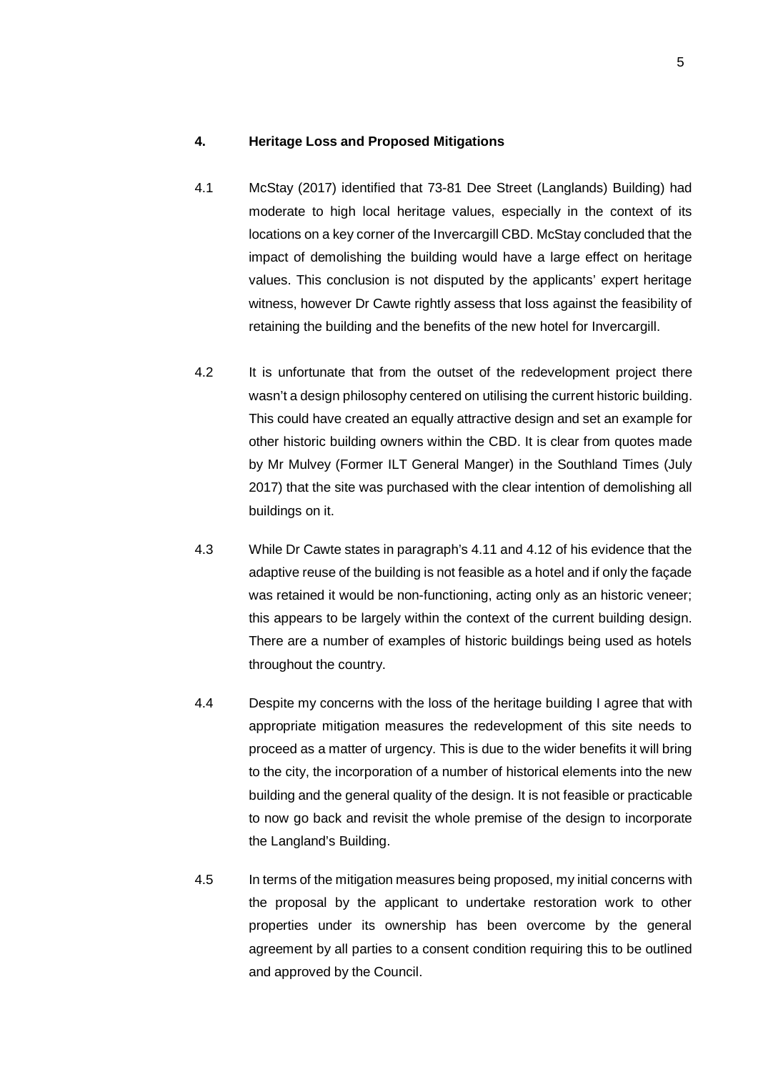## 4. Heritage Loss and Proposed Mitigations

4.1 McStay (2017) identified that 73-81 Dee Street (Langlands) Building) had moderate to high local heritage values, especially in the context of its locations on a key corner of the Invercargill CBD. McStay concluded that the impact of demolishing the building would have a large effect on heritage values. This conclusion is not disputed by the applicants' expert heritage witness, however Dr Cawte rightly assess that loss against the feasibility of retaining the building and the benefits of the new hotel for Invercargill.

4.2 It is unfortunate that from the outset of the redevelopment project there wasn't a design philosophy centered on utilising the current historic building. This could have created an equally attractive design and set an example for other historic building owners within the CBD. It is clear from quotes made by Mr Mulvey (Former ILT General Manger) in the Southland Times (July 2017) that the site was purchased with the clear intention of demolishing all buildings on it.

4.3 While Dr Cawte states in paragraph's 4.11 and 4.12 of his evidence that the adaptive reuse of the building is not feasible as a hotel and if only the façade was retained it would be non-functioning, acting only as an historic veneer; this appears to be largely within the context of the current building design. There are a number of examples of historic buildings being used as hotels throughout the country.

4.4 Despite my concerns with the loss of the heritage building I agree that with appropriate mitigation measures the redevelopment of this site needs to proceed as a matter of urgency. This is due to the wider benefits it will bring to the city, the incorporation of a number of historical elements into the new building and the general quality of the design. It is not feasible or practicable to now go back and revisit the whole premise of the design to incorporate the Langland's Building.

4.5 In terms of the mitigation measures being proposed, my initial concerns with the proposal by the applicant to undertake restoration work to other properties under its ownership has been overcome by the general agreement by all parties to a consent condition requiring this to be outlined and approved by the Council.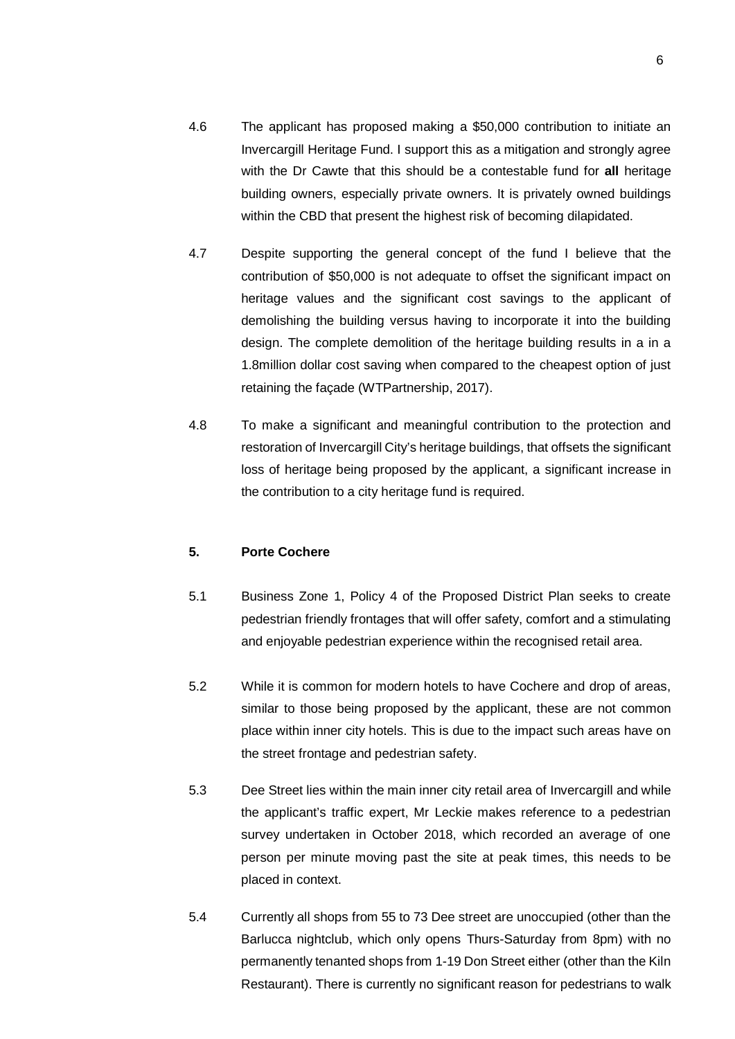4.6 The applicant has proposed making a $50,000 contribution to initiate an Invercargill Heritage Fund. I support this as a mitigation and strongly agree with the Dr Cawte that this should be a contestable fund for **all** heritage building owners, especially private owners. It is privately owned buildings within the CBD that present the highest risk of becoming dilapidated.

4.7 Despite supporting the general concept of the fund I believe that the contribution of $50,000 is not adequate to offset the significant impact on heritage values and the significant cost savings to the applicant of demolishing the building versus having to incorporate it into the building design. The complete demolition of the heritage building results in a in a 1.8million dollar cost saving when compared to the cheapest option of just retaining the façade (WTPartnership, 2017).

4.8 To make a significant and meaningful contribution to the protection and restoration of Invercargill City's heritage buildings, that offsets the significant loss of heritage being proposed by the applicant, a significant increase in the contribution to a city heritage fund is required.

## 5. Porte Cochere

5.1 Business Zone 1, Policy 4 of the Proposed District Plan seeks to create pedestrian friendly frontages that will offer safety, comfort and a stimulating and enjoyable pedestrian experience within the recognised retail area.

5.2 While it is common for modern hotels to have Cochere and drop of areas, similar to those being proposed by the applicant, these are not common place within inner city hotels. This is due to the impact such areas have on the street frontage and pedestrian safety.

5.3 Dee Street lies within the main inner city retail area of Invercargill and while the applicant's traffic expert, Mr Leckie makes reference to a pedestrian survey undertaken in October 2018, which recorded an average of one person per minute moving past the site at peak times, this needs to be placed in context.

5.4 Currently all shops from 55 to 73 Dee street are unoccupied (other than the Barlucca nightclub, which only opens Thurs-Saturday from 8pm) with no permanently tenanted shops from 1-19 Don Street either (other than the Kiln Restaurant). There is currently no significant reason for pedestrians to walk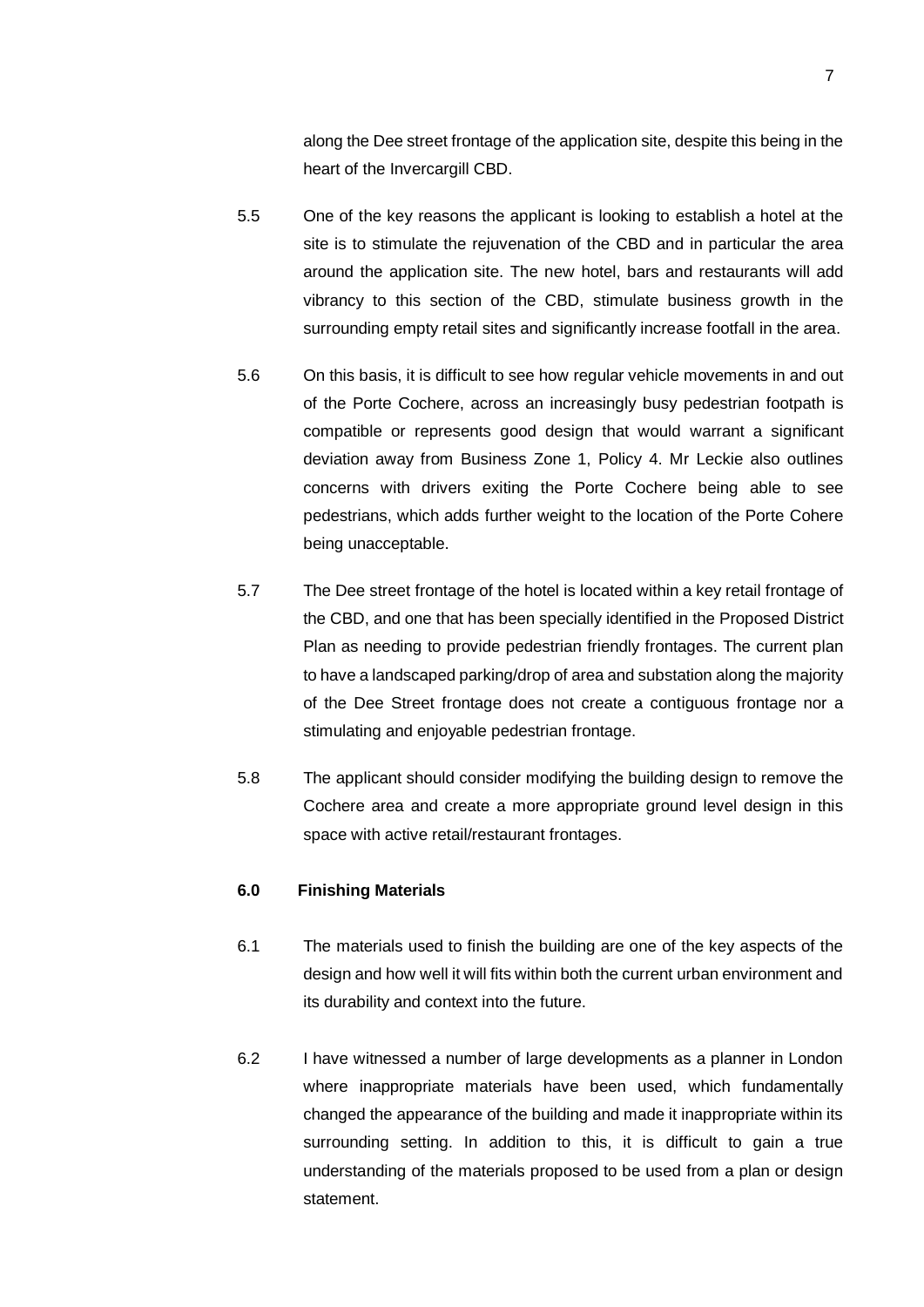along the Dee street frontage of the application site, despite this being in the heart of the Invercargill CBD.

5.5 One of the key reasons the applicant is looking to establish a hotel at the site is to stimulate the rejuvenation of the CBD and in particular the area around the application site. The new hotel, bars and restaurants will add vibrancy to this section of the CBD, stimulate business growth in the surrounding empty retail sites and significantly increase footfall in the area.

5.6 On this basis, it is difficult to see how regular vehicle movements in and out of the Porte Cochere, across an increasingly busy pedestrian footpath is compatible or represents good design that would warrant a significant deviation away from Business Zone 1, Policy 4. Mr Leckie also outlines concerns with drivers exiting the Porte Cochere being able to see pedestrians, which adds further weight to the location of the Porte Cohere being unacceptable.

5.7 The Dee street frontage of the hotel is located within a key retail frontage of the CBD, and one that has been specially identified in the Proposed District Plan as needing to provide pedestrian friendly frontages. The current plan to have a landscaped parking/drop of area and substation along the majority of the Dee Street frontage does not create a contiguous frontage nor a stimulating and enjoyable pedestrian frontage.

5.8 The applicant should consider modifying the building design to remove the Cochere area and create a more appropriate ground level design in this space with active retail/restaurant frontages.

**6.0 Finishing Materials**

6.1 The materials used to finish the building are one of the key aspects of the design and how well it will fits within both the current urban environment and its durability and context into the future.

6.2 I have witnessed a number of large developments as a planner in London where inappropriate materials have been used, which fundamentally changed the appearance of the building and made it inappropriate within its surrounding setting. In addition to this, it is difficult to gain a true understanding of the materials proposed to be used from a plan or design statement.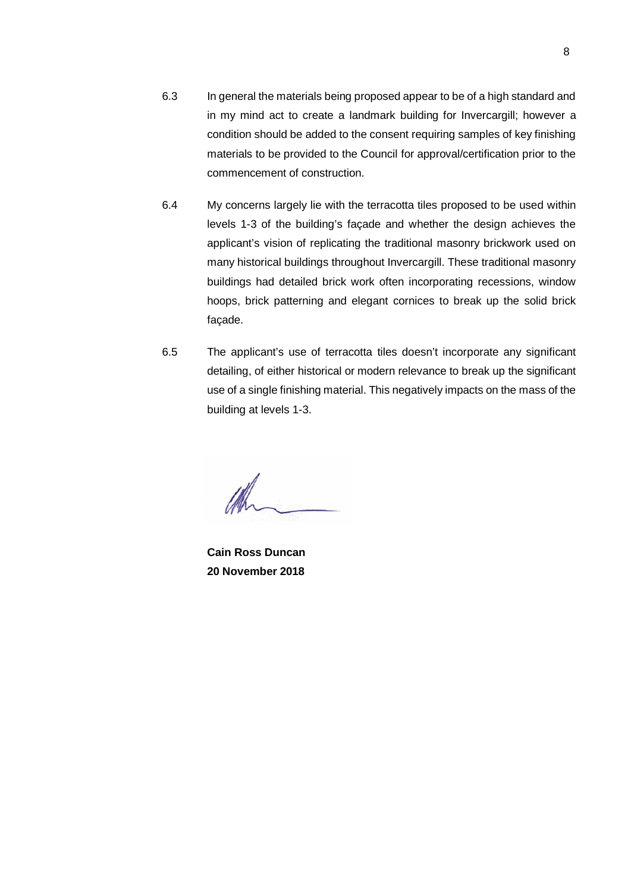6.3 In general the materials being proposed appear to be of a high standard and in my mind act to create a landmark building for Invercargill; however a condition should be added to the consent requiring samples of key finishing materials to be provided to the Council for approval/certification prior to the commencement of construction.

6.4 My concerns largely lie with the terracotta tiles proposed to be used within levels 1-3 of the building's façade and whether the design achieves the applicant's vision of replicating the traditional masonry brickwork used on many historical buildings throughout Invercargill. These traditional masonry buildings had detailed brick work often incorporating recessions, window hoops, brick patterning and elegant cornices to break up the solid brick façade.

6.5 The applicant's use of terracotta tiles doesn't incorporate any significant detailing, of either historical or modern relevance to break up the significant use of a single finishing material. This negatively impacts on the mass of the building at levels 1-3.

**Cain Ross Duncan**
**20 November 2018**